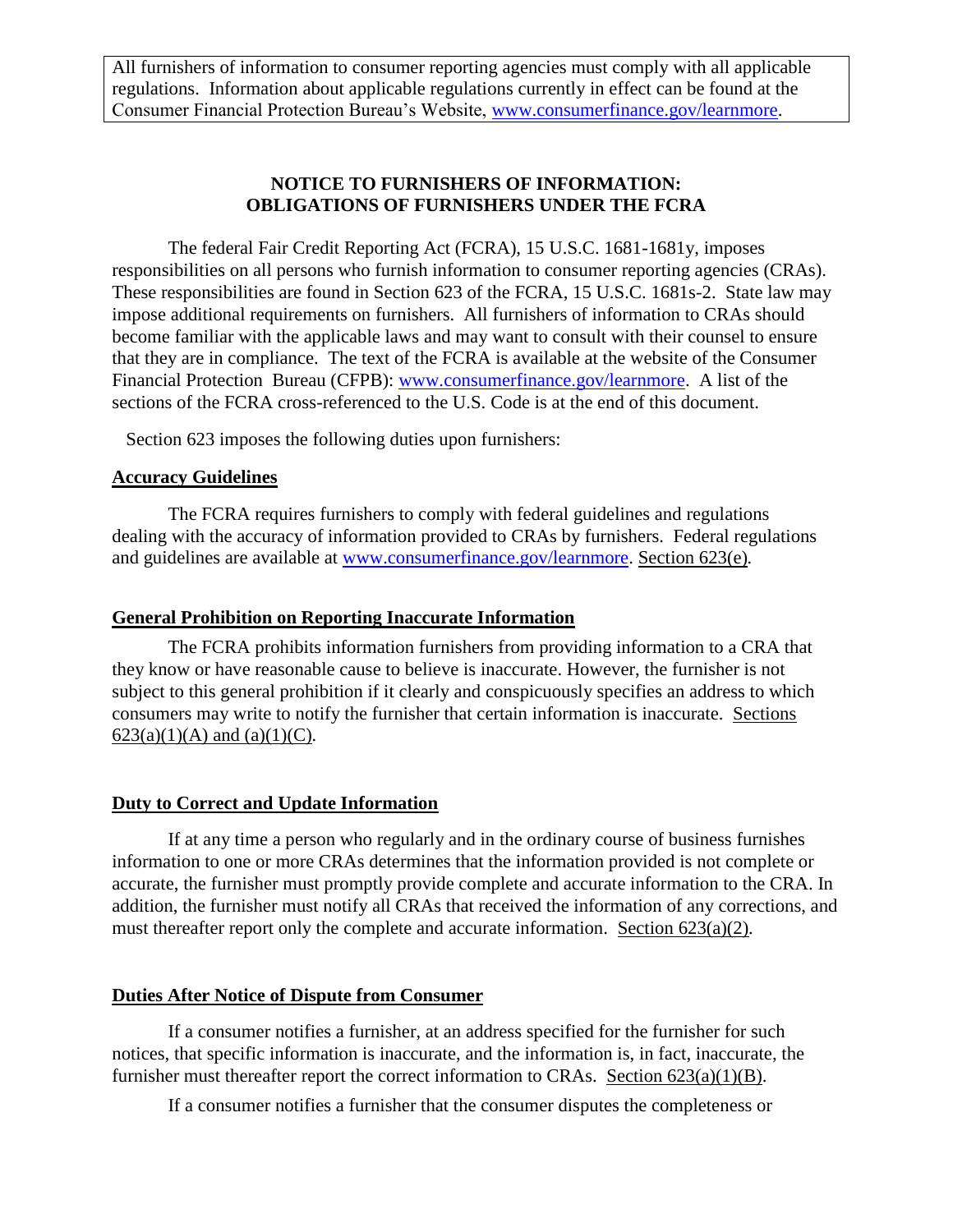All furnishers of information to consumer reporting agencies must comply with all applicable regulations. Information about applicable regulations currently in effect can be found at the Consumer Financial Protection Bureau's Website, [www.consumerfinance.gov/learnmore](http://www.consumerfinance.gov/learnmore).

## NOTICE TO FURNISHERS OF INFORMATION: OBLIGATIONS OF FURNISHERS UNDER THE FCRA

The federal Fair Credit Reporting Act (FCRA), 15 U.S.C. 1681-1681y, imposes responsibilities on all persons who furnish information to consumer reporting agencies (CRAs). These responsibilities are found in Section 623 of the FCRA, 15 U.S.C. 1681s-2. State law may impose additional requirements on furnishers. All furnishers of information to CRAs should become familiar with the applicable laws and may want to consult with their counsel to ensure that they are in compliance. The text of the FCRA is available at the website of the Consumer Financial Protection Bureau (CFPB): [www.consumerfinance.gov/learnmore](http://www.consumerfinance.gov/learnmore). A list of the sections of the FCRA cross-referenced to the U.S. Code is at the end of this document.

Section 623 imposes the following duties upon furnishers:

### Accuracy Guidelines

The FCRA requires furnishers to comply with federal guidelines and regulations dealing with the accuracy of information provided to CRAs by furnishers. Federal regulations and guidelines are available at [www.consumerfinance.gov/learnmore](http://www.consumerfinance.gov/learnmore). Section 623(e).

### General Prohibition on Reporting Inaccurate Information

The FCRA prohibits information furnishers from providing information to a CRA that they know or have reasonable cause to believe is inaccurate. However, the furnisher is not subject to this general prohibition if it clearly and conspicuously specifies an address to which consumers may write to notify the furnisher that certain information is inaccurate. Sections 623(a)(1)(A) and (a)(1)(C).

### Duty to Correct and Update Information

If at any time a person who regularly and in the ordinary course of business furnishes information to one or more CRAs determines that the information provided is not complete or accurate, the furnisher must promptly provide complete and accurate information to the CRA. In addition, the furnisher must notify all CRAs that received the information of any corrections, and must thereafter report only the complete and accurate information. Section 623(a)(2).

### Duties After Notice of Dispute from Consumer

If a consumer notifies a furnisher, at an address specified for the furnisher for such notices, that specific information is inaccurate, and the information is, in fact, inaccurate, the furnisher must thereafter report the correct information to CRAs. Section 623(a)(1)(B).

If a consumer notifies a furnisher that the consumer disputes the completeness or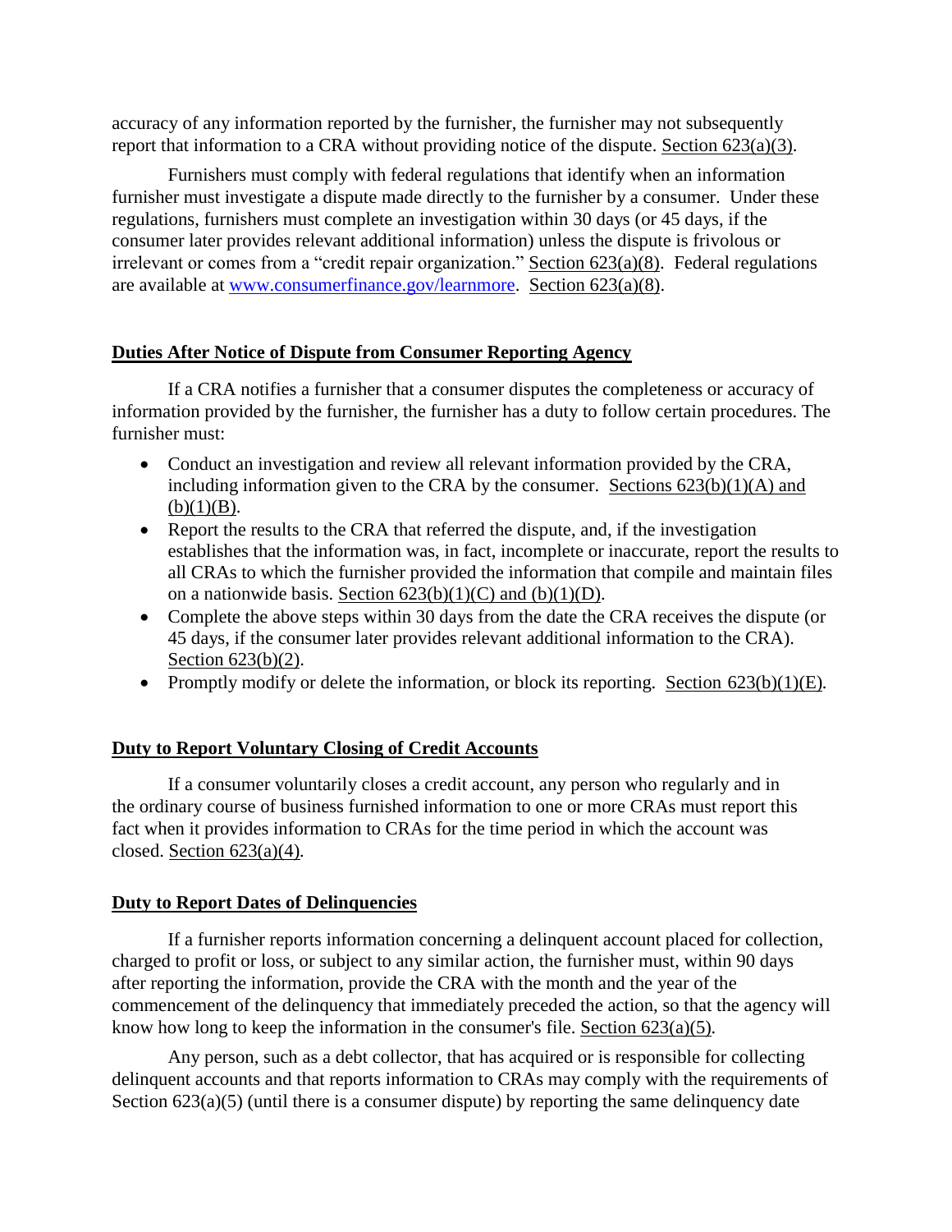accuracy of any information reported by the furnisher, the furnisher may not subsequently report that information to a CRA without providing notice of the dispute. Section 623(a)(3).

Furnishers must comply with federal regulations that identify when an information furnisher must investigate a dispute made directly to the furnisher by a consumer. Under these regulations, furnishers must complete an investigation within 30 days (or 45 days, if the consumer later provides relevant additional information) unless the dispute is frivolous or irrelevant or comes from a "credit repair organization." Section 623(a)(8). Federal regulations are available at www.consumerfinance.gov/learnmore. Section 623(a)(8).

## Duties After Notice of Dispute from Consumer Reporting Agency

If a CRA notifies a furnisher that a consumer disputes the completeness or accuracy of information provided by the furnisher, the furnisher has a duty to follow certain procedures. The furnisher must:

- Conduct an investigation and review all relevant information provided by the CRA, including information given to the CRA by the consumer. Sections 623(b)(1)(A) and (b)(1)(B).
- Report the results to the CRA that referred the dispute, and, if the investigation establishes that the information was, in fact, incomplete or inaccurate, report the results to all CRAs to which the furnisher provided the information that compile and maintain files on a nationwide basis. Section 623(b)(1)(C) and (b)(1)(D).
- Complete the above steps within 30 days from the date the CRA receives the dispute (or 45 days, if the consumer later provides relevant additional information to the CRA). Section 623(b)(2).
- Promptly modify or delete the information, or block its reporting. Section 623(b)(1)(E).

## Duty to Report Voluntary Closing of Credit Accounts

If a consumer voluntarily closes a credit account, any person who regularly and in the ordinary course of business furnished information to one or more CRAs must report this fact when it provides information to CRAs for the time period in which the account was closed. Section 623(a)(4).

## Duty to Report Dates of Delinquencies

If a furnisher reports information concerning a delinquent account placed for collection, charged to profit or loss, or subject to any similar action, the furnisher must, within 90 days after reporting the information, provide the CRA with the month and the year of the commencement of the delinquency that immediately preceded the action, so that the agency will know how long to keep the information in the consumer's file. Section 623(a)(5).

Any person, such as a debt collector, that has acquired or is responsible for collecting delinquent accounts and that reports information to CRAs may comply with the requirements of Section 623(a)(5) (until there is a consumer dispute) by reporting the same delinquency date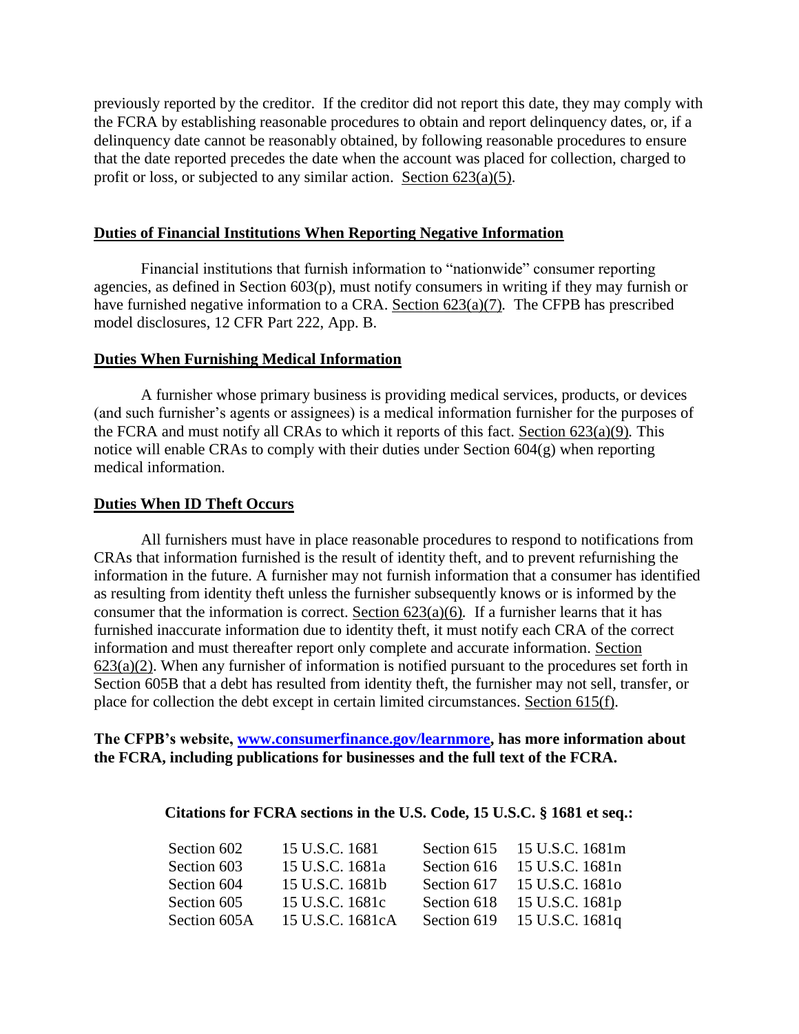previously reported by the creditor. If the creditor did not report this date, they may comply with the FCRA by establishing reasonable procedures to obtain and report delinquency dates, or, if a delinquency date cannot be reasonably obtained, by following reasonable procedures to ensure that the date reported precedes the date when the account was placed for collection, charged to profit or loss, or subjected to any similar action. Section 623(a)(5).

## Duties of Financial Institutions When Reporting Negative Information

Financial institutions that furnish information to "nationwide" consumer reporting agencies, as defined in Section 603(p), must notify consumers in writing if they may furnish or have furnished negative information to a CRA. Section 623(a)(7). The CFPB has prescribed model disclosures, 12 CFR Part 222, App. B.

## Duties When Furnishing Medical Information

A furnisher whose primary business is providing medical services, products, or devices (and such furnisher's agents or assignees) is a medical information furnisher for the purposes of the FCRA and must notify all CRAs to which it reports of this fact. Section 623(a)(9). This notice will enable CRAs to comply with their duties under Section 604(g) when reporting medical information.

## Duties When ID Theft Occurs

All furnishers must have in place reasonable procedures to respond to notifications from CRAs that information furnished is the result of identity theft, and to prevent refurnishing the information in the future. A furnisher may not furnish information that a consumer has identified as resulting from identity theft unless the furnisher subsequently knows or is informed by the consumer that the information is correct. Section 623(a)(6). If a furnisher learns that it has furnished inaccurate information due to identity theft, it must notify each CRA of the correct information and must thereafter report only complete and accurate information. Section 623(a)(2). When any furnisher of information is notified pursuant to the procedures set forth in Section 605B that a debt has resulted from identity theft, the furnisher may not sell, transfer, or place for collection the debt except in certain limited circumstances. Section 615(f).

**The CFPB's website, [www.consumerfinance.gov/learnmore](http://www.consumerfinance.gov/learnmore), has more information about the FCRA, including publications for businesses and the full text of the FCRA.**

**Citations for FCRA sections in the U.S. Code, 15 U.S.C. § 1681 et seq.:**

| | | | |
|---|---|---|---|
| Section 602 | 15 U.S.C. 1681 | Section 615 | 15 U.S.C. 1681m |
| Section 603 | 15 U.S.C. 1681a | Section 616 | 15 U.S.C. 1681n |
| Section 604 | 15 U.S.C. 1681b | Section 617 | 15 U.S.C. 1681o |
| Section 605 | 15 U.S.C. 1681c | Section 618 | 15 U.S.C. 1681p |
| Section 605A | 15 U.S.C. 1681cA | Section 619 | 15 U.S.C. 1681q |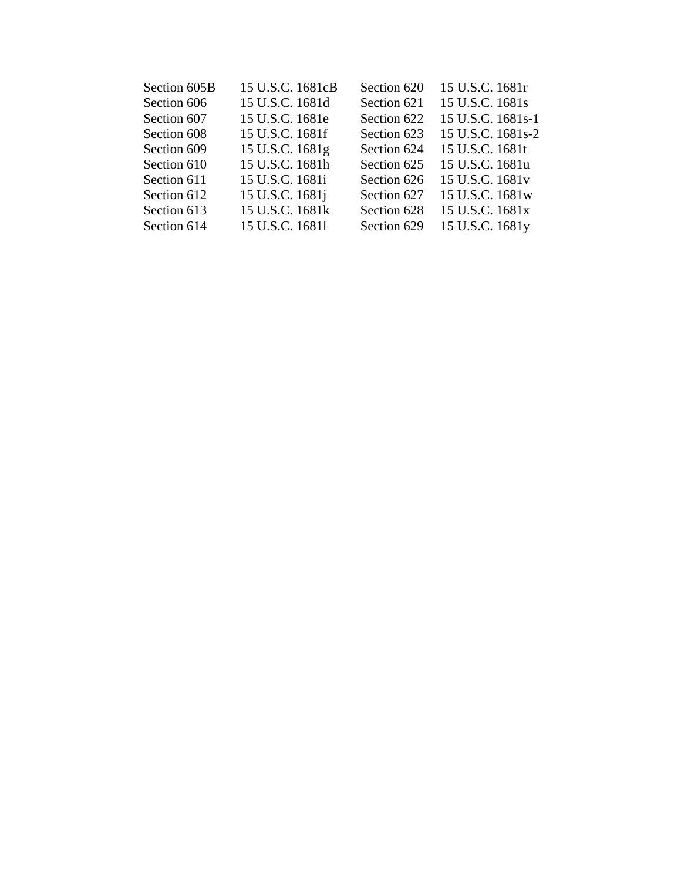| | | | |
|---|---|---|---|
| Section 605B | 15 U.S.C. 1681cB | Section 620 | 15 U.S.C. 1681r |
| Section 606 | 15 U.S.C. 1681d | Section 621 | 15 U.S.C. 1681s |
| Section 607 | 15 U.S.C. 1681e | Section 622 | 15 U.S.C. 1681s-1 |
| Section 608 | 15 U.S.C. 1681f | Section 623 | 15 U.S.C. 1681s-2 |
| Section 609 | 15 U.S.C. 1681g | Section 624 | 15 U.S.C. 1681t |
| Section 610 | 15 U.S.C. 1681h | Section 625 | 15 U.S.C. 1681u |
| Section 611 | 15 U.S.C. 1681i | Section 626 | 15 U.S.C. 1681v |
| Section 612 | 15 U.S.C. 1681j | Section 627 | 15 U.S.C. 1681w |
| Section 613 | 15 U.S.C. 1681k | Section 628 | 15 U.S.C. 1681x |
| Section 614 | 15 U.S.C. 1681l | Section 629 | 15 U.S.C. 1681y |